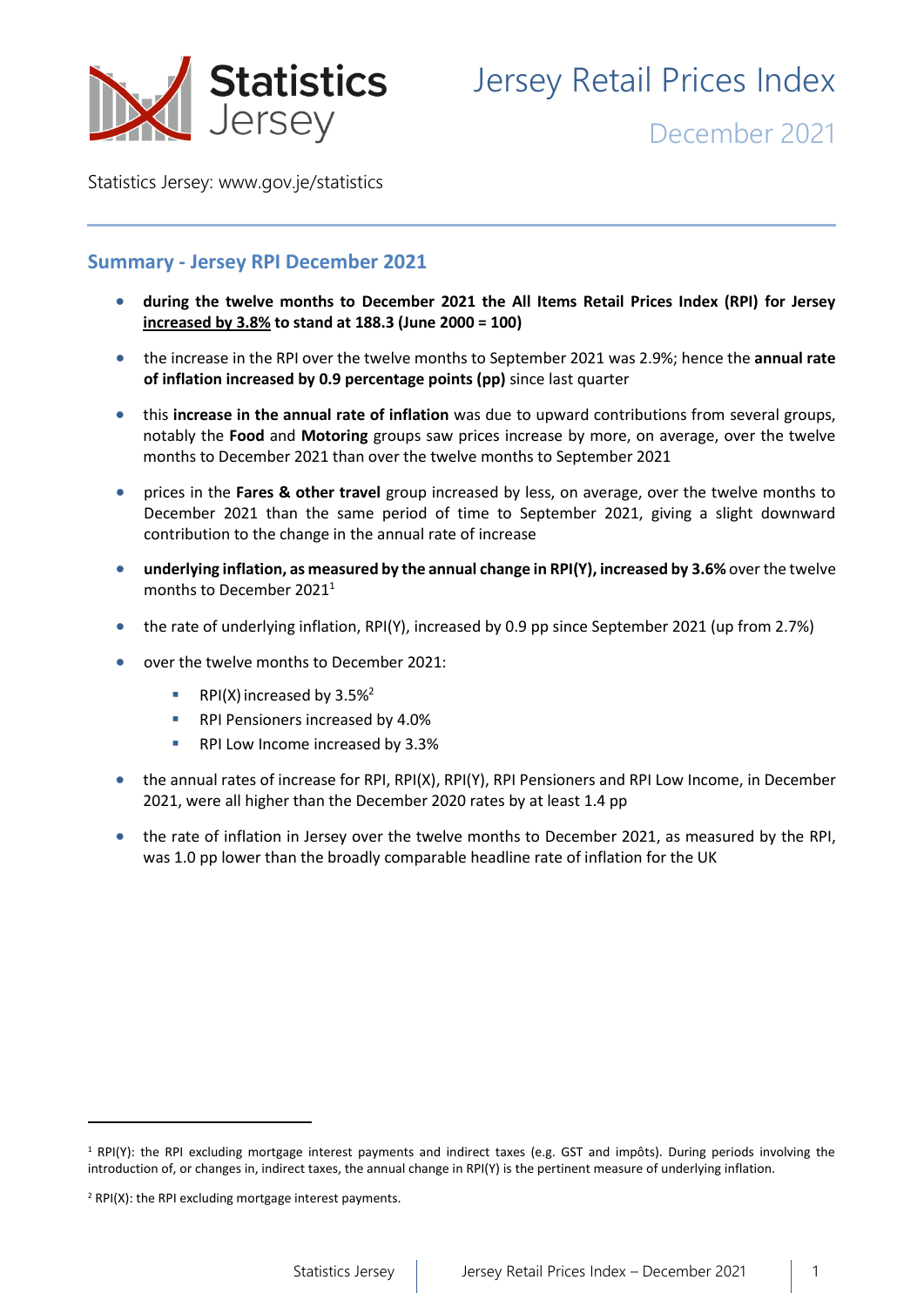# Jersey Retail Prices Index

## December 2021

Statistics Jersey: www.gov.je/statistics

## Summary - Jersey RPI December 2021

- **during the twelve months to December 2021 the All Items Retail Prices Index (RPI) for Jersey increased by 3.8% to stand at 188.3 (June 2000 = 100)**
- the increase in the RPI over the twelve months to September 2021 was 2.9%; hence the **annual rate of inflation increased by 0.9 percentage points (pp)** since last quarter
- this **increase in the annual rate of inflation** was due to upward contributions from several groups, notably the **Food** and **Motoring** groups saw prices increase by more, on average, over the twelve months to December 2021 than over the twelve months to September 2021
- prices in the **Fares & other travel** group increased by less, on average, over the twelve months to December 2021 than the same period of time to September 2021, giving a slight downward contribution to the change in the annual rate of increase
- **underlying inflation, as measured by the annual change in RPI(Y), increased by 3.6%** over the twelve months to December 2021[1]
- the rate of underlying inflation, RPI(Y), increased by 0.9 pp since September 2021 (up from 2.7%)
- over the twelve months to December 2021:
  - RPI(X) increased by 3.5%[2]
  - RPI Pensioners increased by 4.0%
  - RPI Low Income increased by 3.3%
- the annual rates of increase for RPI, RPI(X), RPI(Y), RPI Pensioners and RPI Low Income, in December 2021, were all higher than the December 2020 rates by at least 1.4 pp
- the rate of inflation in Jersey over the twelve months to December 2021, as measured by the RPI, was 1.0 pp lower than the broadly comparable headline rate of inflation for the UK

---

[1] RPI(Y): the RPI excluding mortgage interest payments and indirect taxes (e.g. GST and impôts). During periods involving the introduction of, or changes in, indirect taxes, the annual change in RPI(Y) is the pertinent measure of underlying inflation.

[2] RPI(X): the RPI excluding mortgage interest payments.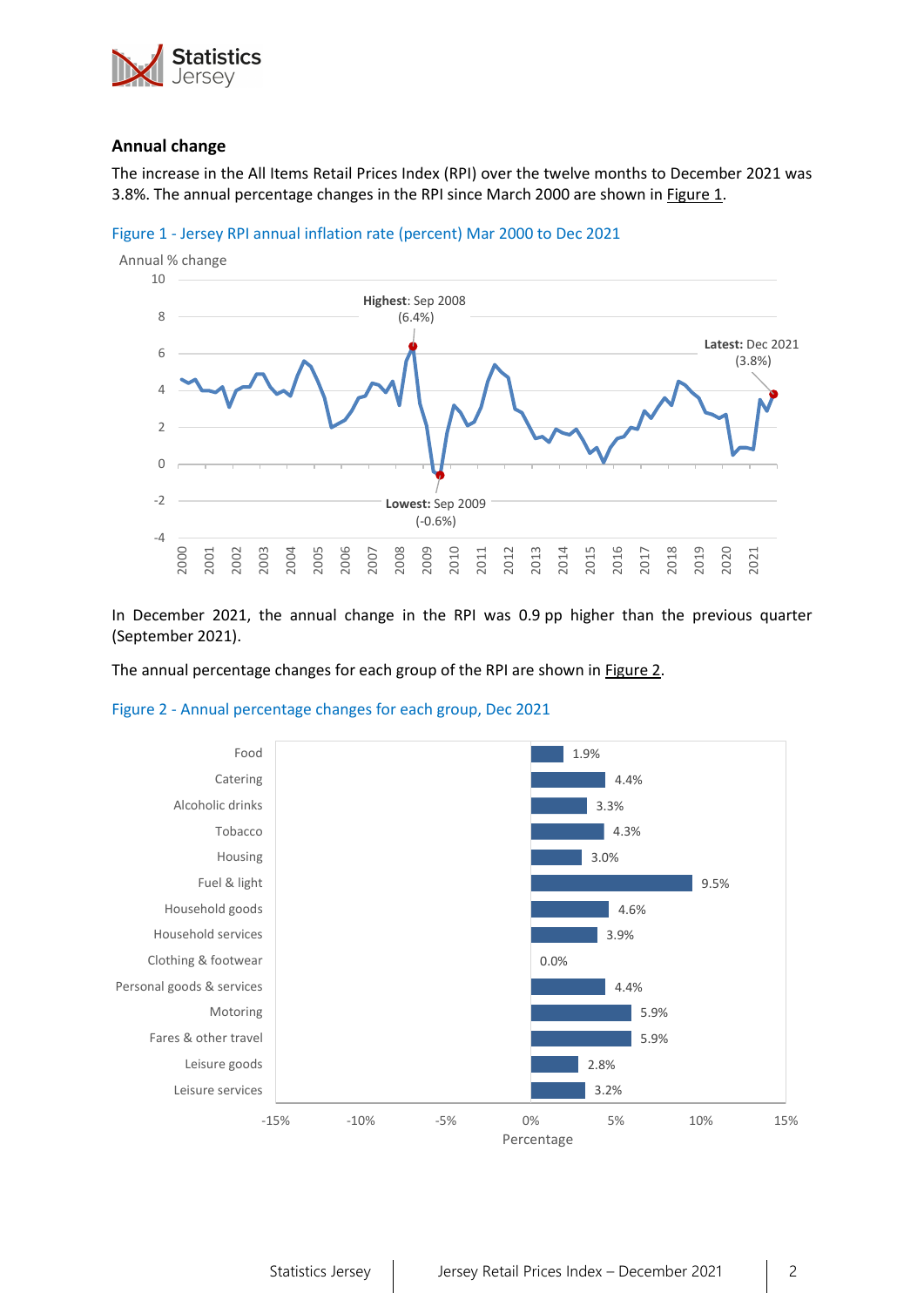## Annual change

The increase in the All Items Retail Prices Index (RPI) over the twelve months to December 2021 was 3.8%. The annual percentage changes in the RPI since March 2000 are shown in Figure 1.

Figure 1 - Jersey RPI annual inflation rate (percent) Mar 2000 to Dec 2021

In December 2021, the annual change in the RPI was 0.9 pp higher than the previous quarter (September 2021).

The annual percentage changes for each group of the RPI are shown in Figure 2.

Figure 2 - Annual percentage changes for each group, Dec 2021

| Group | Annual % change |
|---|---|
| Food | 1.9% |
| Catering | 4.4% |
| Alcoholic drinks | 3.3% |
| Tobacco | 4.3% |
| Housing | 3.0% |
| Fuel & light | 9.5% |
| Household goods | 4.6% |
| Household services | 3.9% |
| Clothing & footwear | 0.0% |
| Personal goods & services | 4.4% |
| Motoring | 5.9% |
| Fares & other travel | 5.9% |
| Leisure goods | 2.8% |
| Leisure services | 3.2% |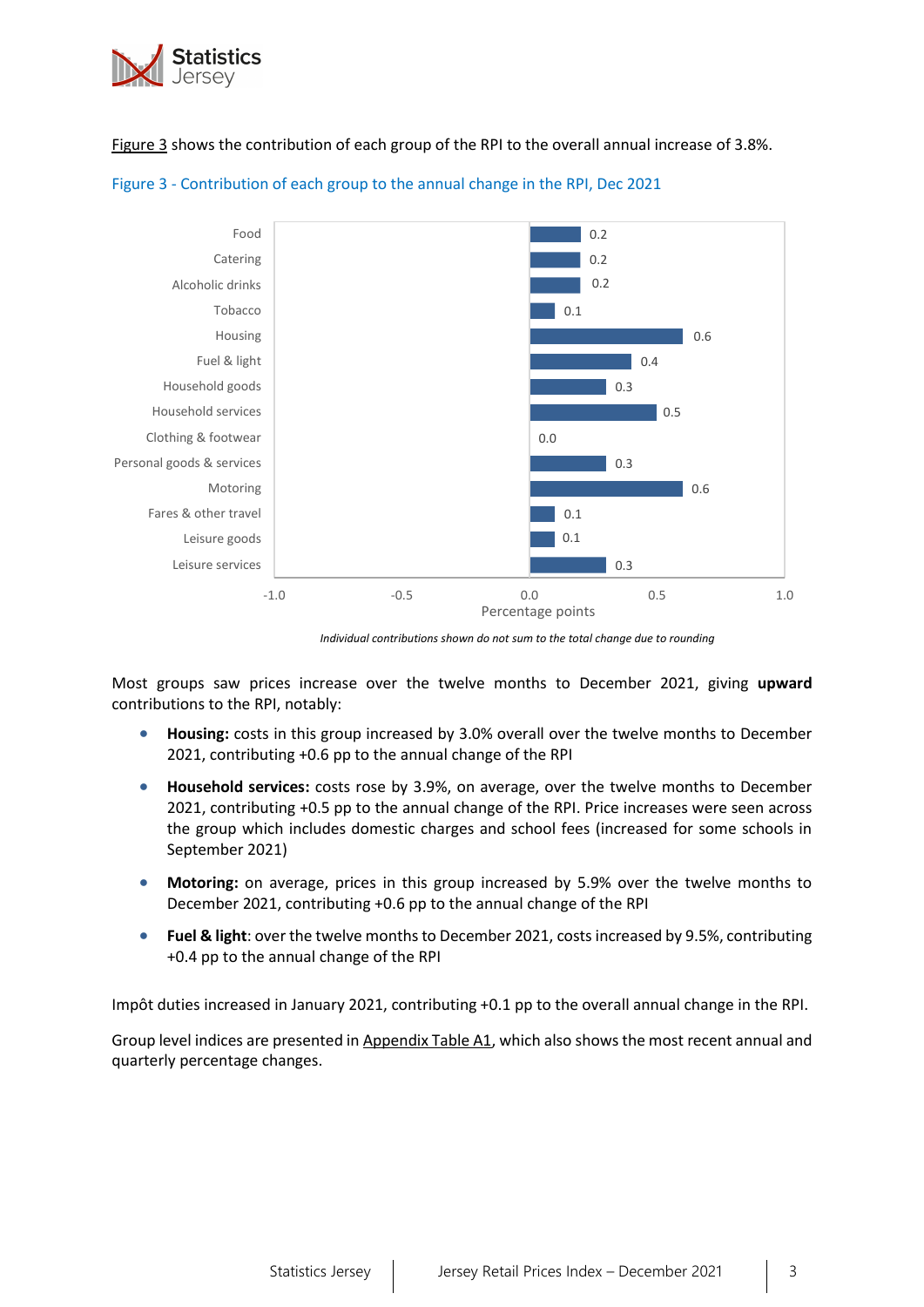Figure 3 shows the contribution of each group of the RPI to the overall annual increase of 3.8%.

Figure 3 - Contribution of each group to the annual change in the RPI, Dec 2021

| Group | Percentage points |
|---|---|
| Food | 0.2 |
| Catering | 0.2 |
| Alcoholic drinks | 0.2 |
| Tobacco | 0.1 |
| Housing | 0.6 |
| Fuel & light | 0.4 |
| Household goods | 0.3 |
| Household services | 0.5 |
| Clothing & footwear | 0.0 |
| Personal goods & services | 0.3 |
| Motoring | 0.6 |
| Fares & other travel | 0.1 |
| Leisure goods | 0.1 |
| Leisure services | 0.3 |

*Individual contributions shown do not sum to the total change due to rounding*

Most groups saw prices increase over the twelve months to December 2021, giving **upward** contributions to the RPI, notably:

- **Housing:** costs in this group increased by 3.0% overall over the twelve months to December 2021, contributing +0.6 pp to the annual change of the RPI
- **Household services:** costs rose by 3.9%, on average, over the twelve months to December 2021, contributing +0.5 pp to the annual change of the RPI. Price increases were seen across the group which includes domestic charges and school fees (increased for some schools in September 2021)
- **Motoring:** on average, prices in this group increased by 5.9% over the twelve months to December 2021, contributing +0.6 pp to the annual change of the RPI
- **Fuel & light**: over the twelve months to December 2021, costs increased by 9.5%, contributing +0.4 pp to the annual change of the RPI

Impôt duties increased in January 2021, contributing +0.1 pp to the overall annual change in the RPI.

Group level indices are presented in Appendix Table A1, which also shows the most recent annual and quarterly percentage changes.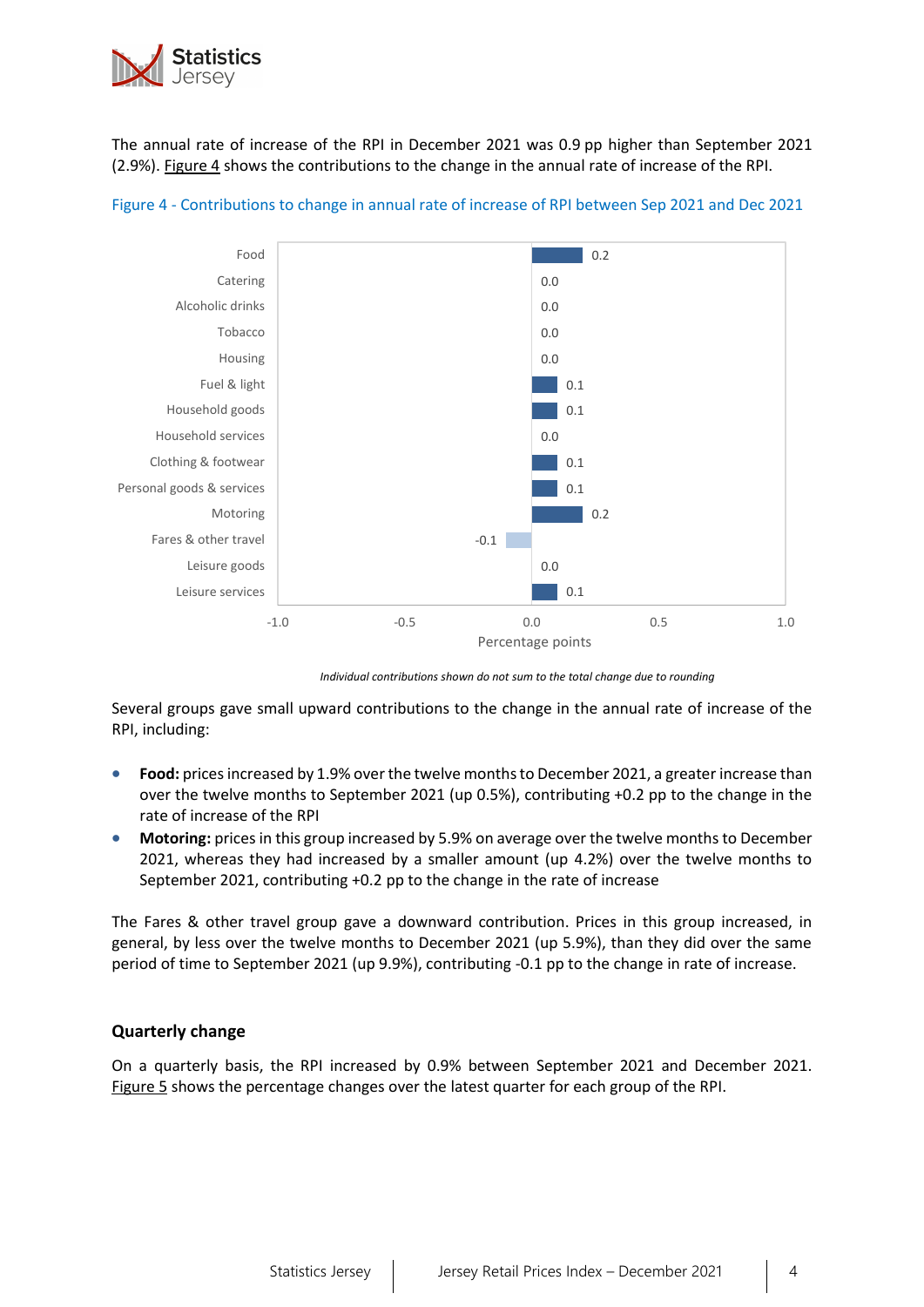The annual rate of increase of the RPI in December 2021 was 0.9 pp higher than September 2021 (2.9%). Figure 4 shows the contributions to the change in the annual rate of increase of the RPI.

Figure 4 - Contributions to change in annual rate of increase of RPI between Sep 2021 and Dec 2021

| Group | Percentage points |
|---|---|
| Food | 0.2 |
| Catering | 0.0 |
| Alcoholic drinks | 0.0 |
| Tobacco | 0.0 |
| Housing | 0.0 |
| Fuel & light | 0.1 |
| Household goods | 0.1 |
| Household services | 0.0 |
| Clothing & footwear | 0.1 |
| Personal goods & services | 0.1 |
| Motoring | 0.2 |
| Fares & other travel | -0.1 |
| Leisure goods | 0.0 |
| Leisure services | 0.1 |

*Individual contributions shown do not sum to the total change due to rounding*

Several groups gave small upward contributions to the change in the annual rate of increase of the RPI, including:

- **Food:** prices increased by 1.9% over the twelve months to December 2021, a greater increase than over the twelve months to September 2021 (up 0.5%), contributing +0.2 pp to the change in the rate of increase of the RPI
- **Motoring:** prices in this group increased by 5.9% on average over the twelve months to December 2021, whereas they had increased by a smaller amount (up 4.2%) over the twelve months to September 2021, contributing +0.2 pp to the change in the rate of increase

The Fares & other travel group gave a downward contribution. Prices in this group increased, in general, by less over the twelve months to December 2021 (up 5.9%), than they did over the same period of time to September 2021 (up 9.9%), contributing -0.1 pp to the change in rate of increase.

### Quarterly change

On a quarterly basis, the RPI increased by 0.9% between September 2021 and December 2021. Figure 5 shows the percentage changes over the latest quarter for each group of the RPI.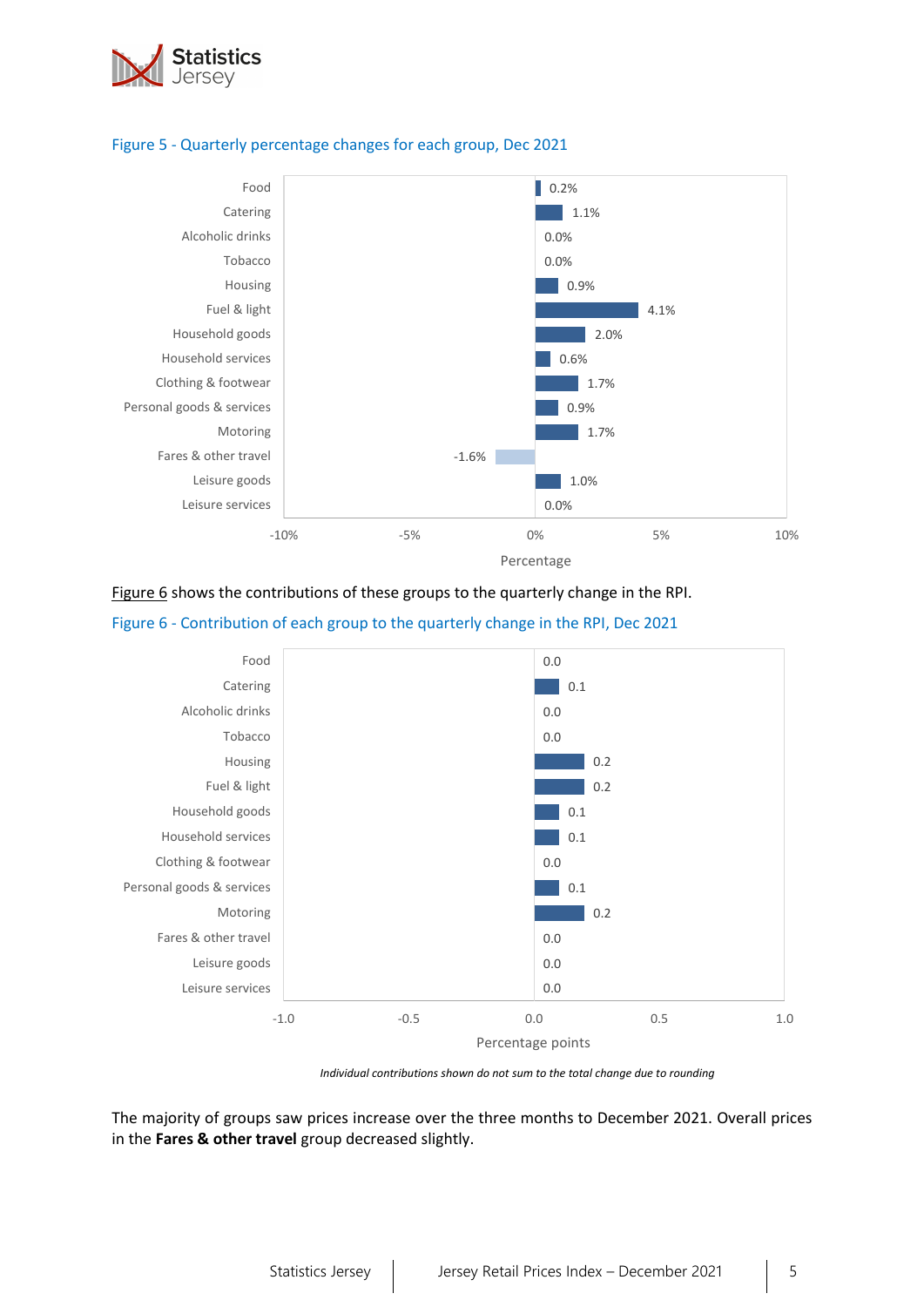Figure 5 - Quarterly percentage changes for each group, Dec 2021

| Group | Percentage |
|---|---|
| Food | 0.2% |
| Catering | 1.1% |
| Alcoholic drinks | 0.0% |
| Tobacco | 0.0% |
| Housing | 0.9% |
| Fuel & light | 4.1% |
| Household goods | 2.0% |
| Household services | 0.6% |
| Clothing & footwear | 1.7% |
| Personal goods & services | 0.9% |
| Motoring | 1.7% |
| Fares & other travel | -1.6% |
| Leisure goods | 1.0% |
| Leisure services | 0.0% |

Figure 6 shows the contributions of these groups to the quarterly change in the RPI.

Figure 6 - Contribution of each group to the quarterly change in the RPI, Dec 2021

| Group | Percentage points |
|---|---|
| Food | 0.0 |
| Catering | 0.1 |
| Alcoholic drinks | 0.0 |
| Tobacco | 0.0 |
| Housing | 0.2 |
| Fuel & light | 0.2 |
| Household goods | 0.1 |
| Household services | 0.1 |
| Clothing & footwear | 0.0 |
| Personal goods & services | 0.1 |
| Motoring | 0.2 |
| Fares & other travel | 0.0 |
| Leisure goods | 0.0 |
| Leisure services | 0.0 |

*Individual contributions shown do not sum to the total change due to rounding*

The majority of groups saw prices increase over the three months to December 2021. Overall prices in the **Fares & other travel** group decreased slightly.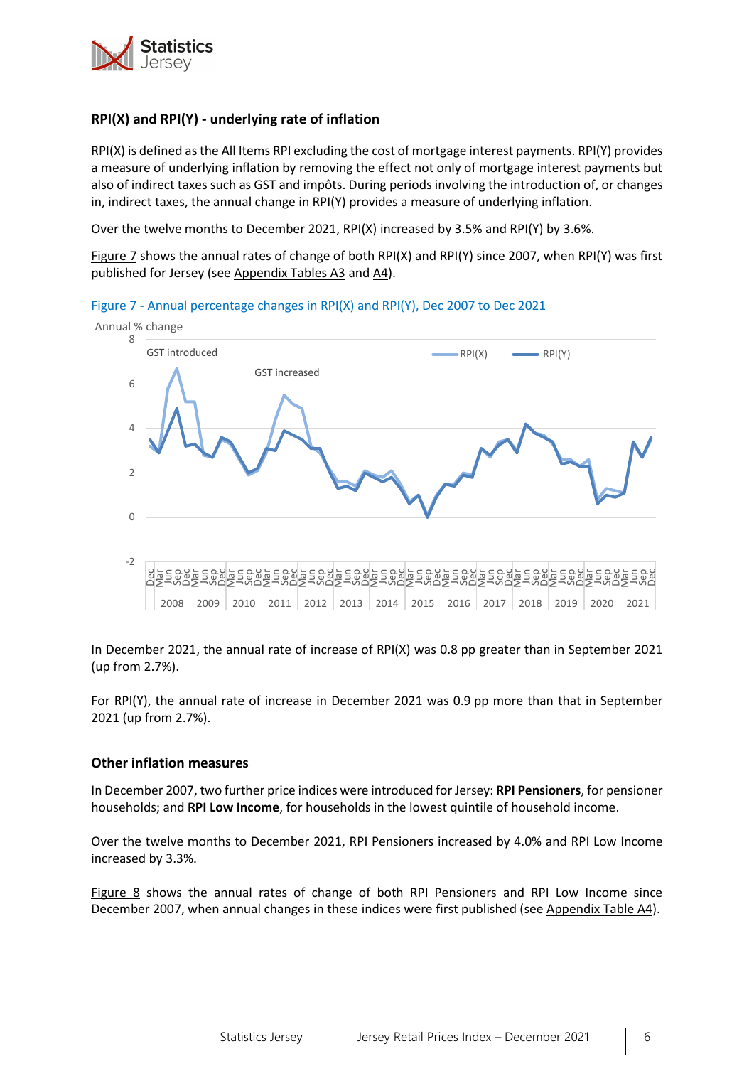## RPI(X) and RPI(Y) - underlying rate of inflation

RPI(X) is defined as the All Items RPI excluding the cost of mortgage interest payments. RPI(Y) provides a measure of underlying inflation by removing the effect not only of mortgage interest payments but also of indirect taxes such as GST and impôts. During periods involving the introduction of, or changes in, indirect taxes, the annual change in RPI(Y) provides a measure of underlying inflation.

Over the twelve months to December 2021, RPI(X) increased by 3.5% and RPI(Y) by 3.6%.

Figure 7 shows the annual rates of change of both RPI(X) and RPI(Y) since 2007, when RPI(Y) was first published for Jersey (see Appendix Tables A3 and A4).

Figure 7 - Annual percentage changes in RPI(X) and RPI(Y), Dec 2007 to Dec 2021

In December 2021, the annual rate of increase of RPI(X) was 0.8 pp greater than in September 2021 (up from 2.7%).

For RPI(Y), the annual rate of increase in December 2021 was 0.9 pp more than that in September 2021 (up from 2.7%).

## Other inflation measures

In December 2007, two further price indices were introduced for Jersey: **RPI Pensioners**, for pensioner households; and **RPI Low Income**, for households in the lowest quintile of household income.

Over the twelve months to December 2021, RPI Pensioners increased by 4.0% and RPI Low Income increased by 3.3%.

Figure 8 shows the annual rates of change of both RPI Pensioners and RPI Low Income since December 2007, when annual changes in these indices were first published (see Appendix Table A4).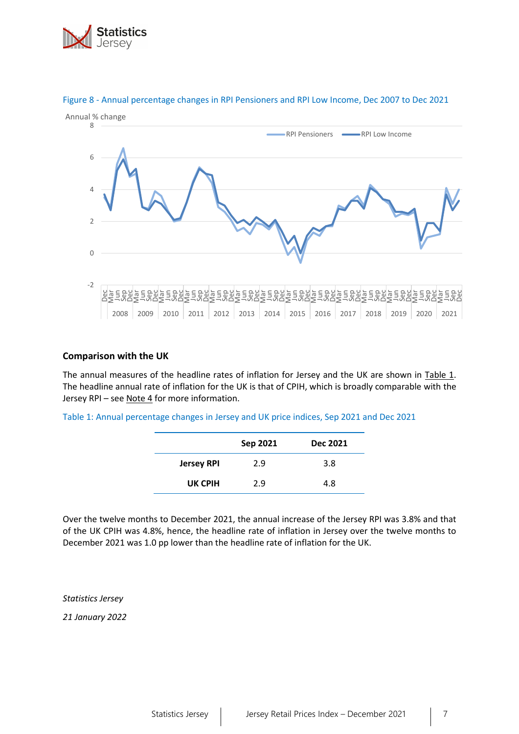Figure 8 - Annual percentage changes in RPI Pensioners and RPI Low Income, Dec 2007 to Dec 2021

## Comparison with the UK

The annual measures of the headline rates of inflation for Jersey and the UK are shown in Table 1. The headline annual rate of inflation for the UK is that of CPIH, which is broadly comparable with the Jersey RPI – see Note 4 for more information.

Table 1: Annual percentage changes in Jersey and UK price indices, Sep 2021 and Dec 2021

| | Sep 2021 | Dec 2021 |
|---|---|---|
| **Jersey RPI** | 2.9 | 3.8 |
| **UK CPIH** | 2.9 | 4.8 |

Over the twelve months to December 2021, the annual increase of the Jersey RPI was 3.8% and that of the UK CPIH was 4.8%, hence, the headline rate of inflation in Jersey over the twelve months to December 2021 was 1.0 pp lower than the headline rate of inflation for the UK.

*Statistics Jersey*

*21 January 2022*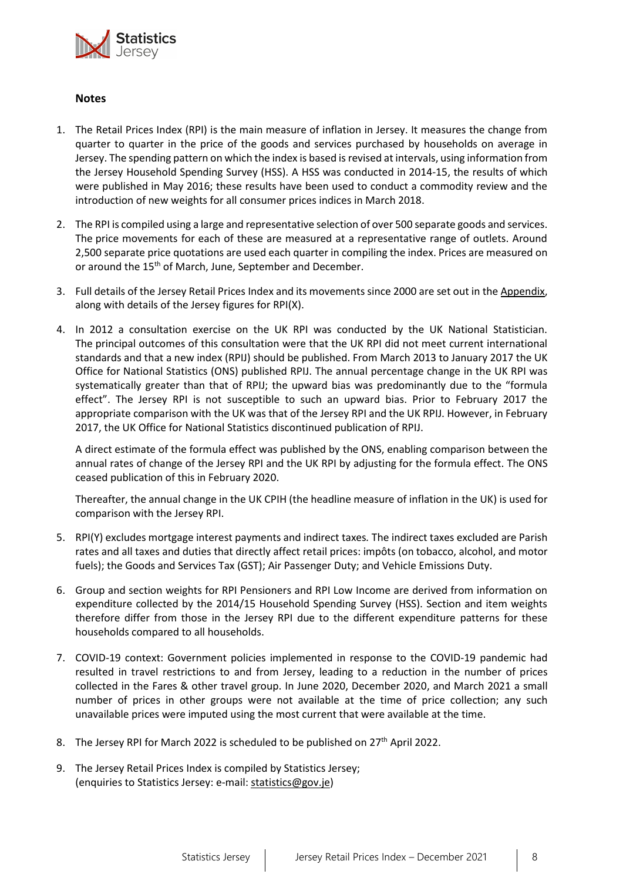**Notes**

1. The Retail Prices Index (RPI) is the main measure of inflation in Jersey. It measures the change from quarter to quarter in the price of the goods and services purchased by households on average in Jersey. The spending pattern on which the index is based is revised at intervals, using information from the Jersey Household Spending Survey (HSS). A HSS was conducted in 2014-15, the results of which were published in May 2016; these results have been used to conduct a commodity review and the introduction of new weights for all consumer prices indices in March 2018.

2. The RPI is compiled using a large and representative selection of over 500 separate goods and services. The price movements for each of these are measured at a representative range of outlets. Around 2,500 separate price quotations are used each quarter in compiling the index. Prices are measured on or around the 15th of March, June, September and December.

3. Full details of the Jersey Retail Prices Index and its movements since 2000 are set out in the Appendix, along with details of the Jersey figures for RPI(X).

4. In 2012 a consultation exercise on the UK RPI was conducted by the UK National Statistician. The principal outcomes of this consultation were that the UK RPI did not meet current international standards and that a new index (RPIJ) should be published. From March 2013 to January 2017 the UK Office for National Statistics (ONS) published RPIJ. The annual percentage change in the UK RPI was systematically greater than that of RPIJ; the upward bias was predominantly due to the "formula effect". The Jersey RPI is not susceptible to such an upward bias. Prior to February 2017 the appropriate comparison with the UK was that of the Jersey RPI and the UK RPIJ. However, in February 2017, the UK Office for National Statistics discontinued publication of RPIJ.

   A direct estimate of the formula effect was published by the ONS, enabling comparison between the annual rates of change of the Jersey RPI and the UK RPI by adjusting for the formula effect. The ONS ceased publication of this in February 2020.

   Thereafter, the annual change in the UK CPIH (the headline measure of inflation in the UK) is used for comparison with the Jersey RPI.

5. RPI(Y) excludes mortgage interest payments and indirect taxes. The indirect taxes excluded are Parish rates and all taxes and duties that directly affect retail prices: impôts (on tobacco, alcohol, and motor fuels); the Goods and Services Tax (GST); Air Passenger Duty; and Vehicle Emissions Duty.

6. Group and section weights for RPI Pensioners and RPI Low Income are derived from information on expenditure collected by the 2014/15 Household Spending Survey (HSS). Section and item weights therefore differ from those in the Jersey RPI due to the different expenditure patterns for these households compared to all households.

7. COVID-19 context: Government policies implemented in response to the COVID-19 pandemic had resulted in travel restrictions to and from Jersey, leading to a reduction in the number of prices collected in the Fares & other travel group. In June 2020, December 2020, and March 2021 a small number of prices in other groups were not available at the time of price collection; any such unavailable prices were imputed using the most current that were available at the time.

8. The Jersey RPI for March 2022 is scheduled to be published on 27th April 2022.

9. The Jersey Retail Prices Index is compiled by Statistics Jersey;
   (enquiries to Statistics Jersey: e-mail: statistics@gov.je)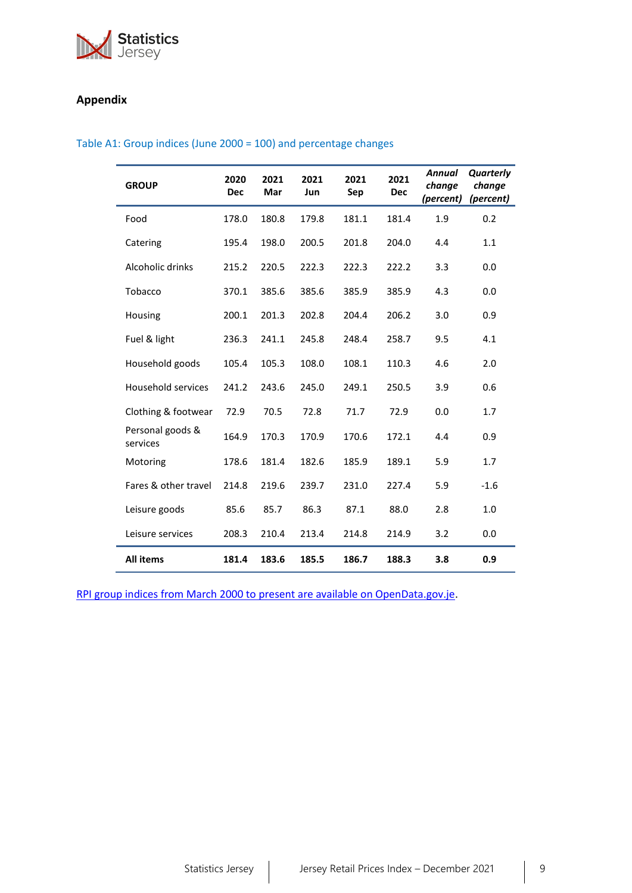## Appendix

Table A1: Group indices (June 2000 = 100) and percentage changes

| GROUP | 2020 Dec | 2021 Mar | 2021 Jun | 2021 Sep | 2021 Dec | *Annual change (percent)* | *Quarterly change (percent)* |
|---|---|---|---|---|---|---|---|
| Food | 178.0 | 180.8 | 179.8 | 181.1 | 181.4 | 1.9 | 0.2 |
| Catering | 195.4 | 198.0 | 200.5 | 201.8 | 204.0 | 4.4 | 1.1 |
| Alcoholic drinks | 215.2 | 220.5 | 222.3 | 222.3 | 222.2 | 3.3 | 0.0 |
| Tobacco | 370.1 | 385.6 | 385.6 | 385.9 | 385.9 | 4.3 | 0.0 |
| Housing | 200.1 | 201.3 | 202.8 | 204.4 | 206.2 | 3.0 | 0.9 |
| Fuel & light | 236.3 | 241.1 | 245.8 | 248.4 | 258.7 | 9.5 | 4.1 |
| Household goods | 105.4 | 105.3 | 108.0 | 108.1 | 110.3 | 4.6 | 2.0 |
| Household services | 241.2 | 243.6 | 245.0 | 249.1 | 250.5 | 3.9 | 0.6 |
| Clothing & footwear | 72.9 | 70.5 | 72.8 | 71.7 | 72.9 | 0.0 | 1.7 |
| Personal goods & services | 164.9 | 170.3 | 170.9 | 170.6 | 172.1 | 4.4 | 0.9 |
| Motoring | 178.6 | 181.4 | 182.6 | 185.9 | 189.1 | 5.9 | 1.7 |
| Fares & other travel | 214.8 | 219.6 | 239.7 | 231.0 | 227.4 | 5.9 | -1.6 |
| Leisure goods | 85.6 | 85.7 | 86.3 | 87.1 | 88.0 | 2.8 | 1.0 |
| Leisure services | 208.3 | 210.4 | 213.4 | 214.8 | 214.9 | 3.2 | 0.0 |
| **All items** | **181.4** | **183.6** | **185.5** | **186.7** | **188.3** | **3.8** | **0.9** |

RPI group indices from March 2000 to present are available on OpenData.gov.je.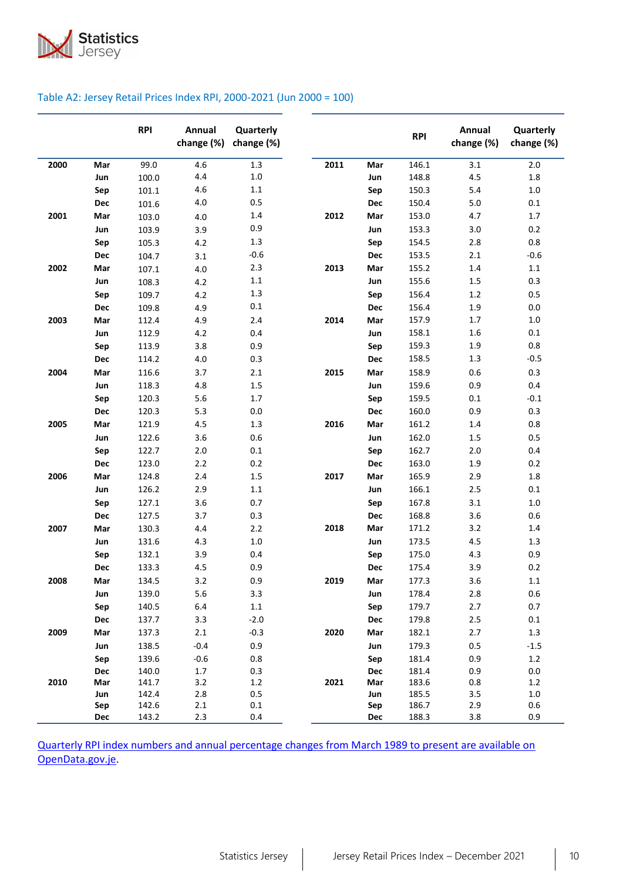Table A2: Jersey Retail Prices Index RPI, 2000-2021 (Jun 2000 = 100)

| | | RPI | Annual change (%) | Quarterly change (%) |
|---|---|---|---|---|
| **2000** | **Mar** | 99.0 | 4.6 | 1.3 |
| | **Jun** | 100.0 | 4.4 | 1.0 |
| | **Sep** | 101.1 | 4.6 | 1.1 |
| | **Dec** | 101.6 | 4.0 | 0.5 |
| **2001** | **Mar** | 103.0 | 4.0 | 1.4 |
| | **Jun** | 103.9 | 3.9 | 0.9 |
| | **Sep** | 105.3 | 4.2 | 1.3 |
| | **Dec** | 104.7 | 3.1 | -0.6 |
| **2002** | **Mar** | 107.1 | 4.0 | 2.3 |
| | **Jun** | 108.3 | 4.2 | 1.1 |
| | **Sep** | 109.7 | 4.2 | 1.3 |
| | **Dec** | 109.8 | 4.9 | 0.1 |
| **2003** | **Mar** | 112.4 | 4.9 | 2.4 |
| | **Jun** | 112.9 | 4.2 | 0.4 |
| | **Sep** | 113.9 | 3.8 | 0.9 |
| | **Dec** | 114.2 | 4.0 | 0.3 |
| **2004** | **Mar** | 116.6 | 3.7 | 2.1 |
| | **Jun** | 118.3 | 4.8 | 1.5 |
| | **Sep** | 120.3 | 5.6 | 1.7 |
| | **Dec** | 120.3 | 5.3 | 0.0 |
| **2005** | **Mar** | 121.9 | 4.5 | 1.3 |
| | **Jun** | 122.6 | 3.6 | 0.6 |
| | **Sep** | 122.7 | 2.0 | 0.1 |
| | **Dec** | 123.0 | 2.2 | 0.2 |
| **2006** | **Mar** | 124.8 | 2.4 | 1.5 |
| | **Jun** | 126.2 | 2.9 | 1.1 |
| | **Sep** | 127.1 | 3.6 | 0.7 |
| | **Dec** | 127.5 | 3.7 | 0.3 |
| **2007** | **Mar** | 130.3 | 4.4 | 2.2 |
| | **Jun** | 131.6 | 4.3 | 1.0 |
| | **Sep** | 132.1 | 3.9 | 0.4 |
| | **Dec** | 133.3 | 4.5 | 0.9 |
| **2008** | **Mar** | 134.5 | 3.2 | 0.9 |
| | **Jun** | 139.0 | 5.6 | 3.3 |
| | **Sep** | 140.5 | 6.4 | 1.1 |
| | **Dec** | 137.7 | 3.3 | -2.0 |
| **2009** | **Mar** | 137.3 | 2.1 | -0.3 |
| | **Jun** | 138.5 | -0.4 | 0.9 |
| | **Sep** | 139.6 | -0.6 | 0.8 |
| | **Dec** | 140.0 | 1.7 | 0.3 |
| **2010** | **Mar** | 141.7 | 3.2 | 1.2 |
| | **Jun** | 142.4 | 2.8 | 0.5 |
| | **Sep** | 142.6 | 2.1 | 0.1 |
| | **Dec** | 143.2 | 2.3 | 0.4 |
| **2011** | **Mar** | 146.1 | 3.1 | 2.0 |
| | **Jun** | 148.8 | 4.5 | 1.8 |
| | **Sep** | 150.3 | 5.4 | 1.0 |
| | **Dec** | 150.4 | 5.0 | 0.1 |
| **2012** | **Mar** | 153.0 | 4.7 | 1.7 |
| | **Jun** | 153.3 | 3.0 | 0.2 |
| | **Sep** | 154.5 | 2.8 | 0.8 |
| | **Dec** | 153.5 | 2.1 | -0.6 |
| **2013** | **Mar** | 155.2 | 1.4 | 1.1 |
| | **Jun** | 155.6 | 1.5 | 0.3 |
| | **Sep** | 156.4 | 1.2 | 0.5 |
| | **Dec** | 156.4 | 1.9 | 0.0 |
| **2014** | **Mar** | 157.9 | 1.7 | 1.0 |
| | **Jun** | 158.1 | 1.6 | 0.1 |
| | **Sep** | 159.3 | 1.9 | 0.8 |
| | **Dec** | 158.5 | 1.3 | -0.5 |
| **2015** | **Mar** | 158.9 | 0.6 | 0.3 |
| | **Jun** | 159.6 | 0.9 | 0.4 |
| | **Sep** | 159.5 | 0.1 | -0.1 |
| | **Dec** | 160.0 | 0.9 | 0.3 |
| **2016** | **Mar** | 161.2 | 1.4 | 0.8 |
| | **Jun** | 162.0 | 1.5 | 0.5 |
| | **Sep** | 162.7 | 2.0 | 0.4 |
| | **Dec** | 163.0 | 1.9 | 0.2 |
| **2017** | **Mar** | 165.9 | 2.9 | 1.8 |
| | **Jun** | 166.1 | 2.5 | 0.1 |
| | **Sep** | 167.8 | 3.1 | 1.0 |
| | **Dec** | 168.8 | 3.6 | 0.6 |
| **2018** | **Mar** | 171.2 | 3.2 | 1.4 |
| | **Jun** | 173.5 | 4.5 | 1.3 |
| | **Sep** | 175.0 | 4.3 | 0.9 |
| | **Dec** | 175.4 | 3.9 | 0.2 |
| **2019** | **Mar** | 177.3 | 3.6 | 1.1 |
| | **Jun** | 178.4 | 2.8 | 0.6 |
| | **Sep** | 179.7 | 2.7 | 0.7 |
| | **Dec** | 179.8 | 2.5 | 0.1 |
| **2020** | **Mar** | 182.1 | 2.7 | 1.3 |
| | **Jun** | 179.3 | 0.5 | -1.5 |
| | **Sep** | 181.4 | 0.9 | 1.2 |
| | **Dec** | 181.4 | 0.9 | 0.0 |
| **2021** | **Mar** | 183.6 | 0.8 | 1.2 |
| | **Jun** | 185.5 | 3.5 | 1.0 |
| | **Sep** | 186.7 | 2.9 | 0.6 |
| | **Dec** | 188.3 | 3.8 | 0.9 |

[Quarterly RPI index numbers and annual percentage changes from March 1989 to present are available on OpenData.gov.je](OpenData.gov.je).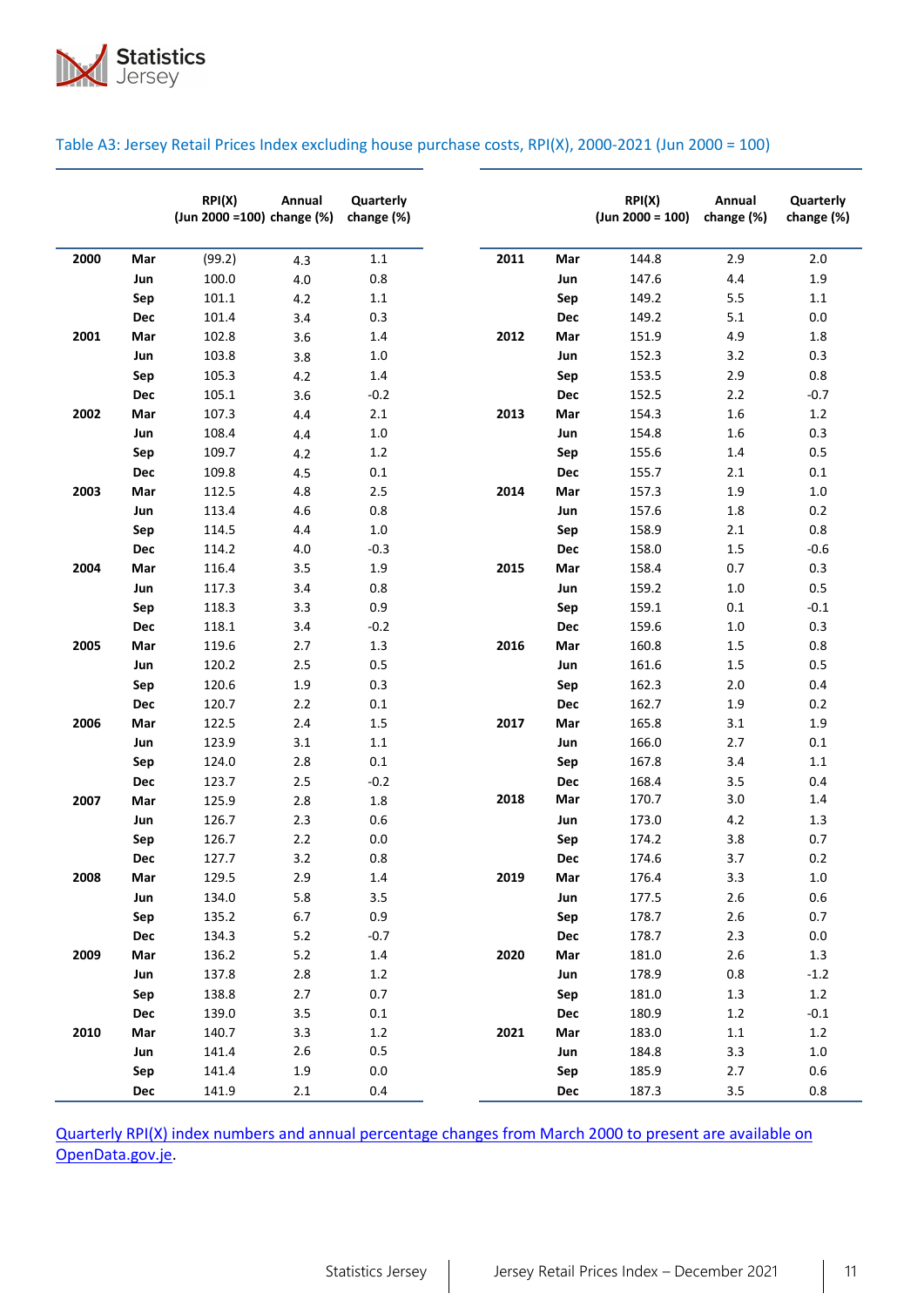### Table A3: Jersey Retail Prices Index excluding house purchase costs, RPI(X), 2000-2021 (Jun 2000 = 100)

| | | RPI(X) (Jun 2000 =100) | Annual change (%) | Quarterly change (%) |
|---|---|---|---|---|
| 2000 | Mar | (99.2) | 4.3 | 1.1 |
| | Jun | 100.0 | 4.0 | 0.8 |
| | Sep | 101.1 | 4.2 | 1.1 |
| | Dec | 101.4 | 3.4 | 0.3 |
| 2001 | Mar | 102.8 | 3.6 | 1.4 |
| | Jun | 103.8 | 3.8 | 1.0 |
| | Sep | 105.3 | 4.2 | 1.4 |
| | Dec | 105.1 | 3.6 | -0.2 |
| 2002 | Mar | 107.3 | 4.4 | 2.1 |
| | Jun | 108.4 | 4.4 | 1.0 |
| | Sep | 109.7 | 4.2 | 1.2 |
| | Dec | 109.8 | 4.5 | 0.1 |
| 2003 | Mar | 112.5 | 4.8 | 2.5 |
| | Jun | 113.4 | 4.6 | 0.8 |
| | Sep | 114.5 | 4.4 | 1.0 |
| | Dec | 114.2 | 4.0 | -0.3 |
| 2004 | Mar | 116.4 | 3.5 | 1.9 |
| | Jun | 117.3 | 3.4 | 0.8 |
| | Sep | 118.3 | 3.3 | 0.9 |
| | Dec | 118.1 | 3.4 | -0.2 |
| 2005 | Mar | 119.6 | 2.7 | 1.3 |
| | Jun | 120.2 | 2.5 | 0.5 |
| | Sep | 120.6 | 1.9 | 0.3 |
| | Dec | 120.7 | 2.2 | 0.1 |
| 2006 | Mar | 122.5 | 2.4 | 1.5 |
| | Jun | 123.9 | 3.1 | 1.1 |
| | Sep | 124.0 | 2.8 | 0.1 |
| | Dec | 123.7 | 2.5 | -0.2 |
| 2007 | Mar | 125.9 | 2.8 | 1.8 |
| | Jun | 126.7 | 2.3 | 0.6 |
| | Sep | 126.7 | 2.2 | 0.0 |
| | Dec | 127.7 | 3.2 | 0.8 |
| 2008 | Mar | 129.5 | 2.9 | 1.4 |
| | Jun | 134.0 | 5.8 | 3.5 |
| | Sep | 135.2 | 6.7 | 0.9 |
| | Dec | 134.3 | 5.2 | -0.7 |
| 2009 | Mar | 136.2 | 5.2 | 1.4 |
| | Jun | 137.8 | 2.8 | 1.2 |
| | Sep | 138.8 | 2.7 | 0.7 |
| | Dec | 139.0 | 3.5 | 0.1 |
| 2010 | Mar | 140.7 | 3.3 | 1.2 |
| | Jun | 141.4 | 2.6 | 0.5 |
| | Sep | 141.4 | 1.9 | 0.0 |
| | Dec | 141.9 | 2.1 | 0.4 |
| 2011 | Mar | 144.8 | 2.9 | 2.0 |
| | Jun | 147.6 | 4.4 | 1.9 |
| | Sep | 149.2 | 5.5 | 1.1 |
| | Dec | 149.2 | 5.1 | 0.0 |
| 2012 | Mar | 151.9 | 4.9 | 1.8 |
| | Jun | 152.3 | 3.2 | 0.3 |
| | Sep | 153.5 | 2.9 | 0.8 |
| | Dec | 152.5 | 2.2 | -0.7 |
| 2013 | Mar | 154.3 | 1.6 | 1.2 |
| | Jun | 154.8 | 1.6 | 0.3 |
| | Sep | 155.6 | 1.4 | 0.5 |
| | Dec | 155.7 | 2.1 | 0.1 |
| 2014 | Mar | 157.3 | 1.9 | 1.0 |
| | Jun | 157.6 | 1.8 | 0.2 |
| | Sep | 158.9 | 2.1 | 0.8 |
| | Dec | 158.0 | 1.5 | -0.6 |
| 2015 | Mar | 158.4 | 0.7 | 0.3 |
| | Jun | 159.2 | 1.0 | 0.5 |
| | Sep | 159.1 | 0.1 | -0.1 |
| | Dec | 159.6 | 1.0 | 0.3 |
| 2016 | Mar | 160.8 | 1.5 | 0.8 |
| | Jun | 161.6 | 1.5 | 0.5 |
| | Sep | 162.3 | 2.0 | 0.4 |
| | Dec | 162.7 | 1.9 | 0.2 |
| 2017 | Mar | 165.8 | 3.1 | 1.9 |
| | Jun | 166.0 | 2.7 | 0.1 |
| | Sep | 167.8 | 3.4 | 1.1 |
| | Dec | 168.4 | 3.5 | 0.4 |
| 2018 | Mar | 170.7 | 3.0 | 1.4 |
| | Jun | 173.0 | 4.2 | 1.3 |
| | Sep | 174.2 | 3.8 | 0.7 |
| | Dec | 174.6 | 3.7 | 0.2 |
| 2019 | Mar | 176.4 | 3.3 | 1.0 |
| | Jun | 177.5 | 2.6 | 0.6 |
| | Sep | 178.7 | 2.6 | 0.7 |
| | Dec | 178.7 | 2.3 | 0.0 |
| 2020 | Mar | 181.0 | 2.6 | 1.3 |
| | Jun | 178.9 | 0.8 | -1.2 |
| | Sep | 181.0 | 1.3 | 1.2 |
| | Dec | 180.9 | 1.2 | -0.1 |
| 2021 | Mar | 183.0 | 1.1 | 1.2 |
| | Jun | 184.8 | 3.3 | 1.0 |
| | Sep | 185.9 | 2.7 | 0.6 |
| | Dec | 187.3 | 3.5 | 0.8 |

Quarterly RPI(X) index numbers and annual percentage changes from March 2000 to present are available on OpenData.gov.je.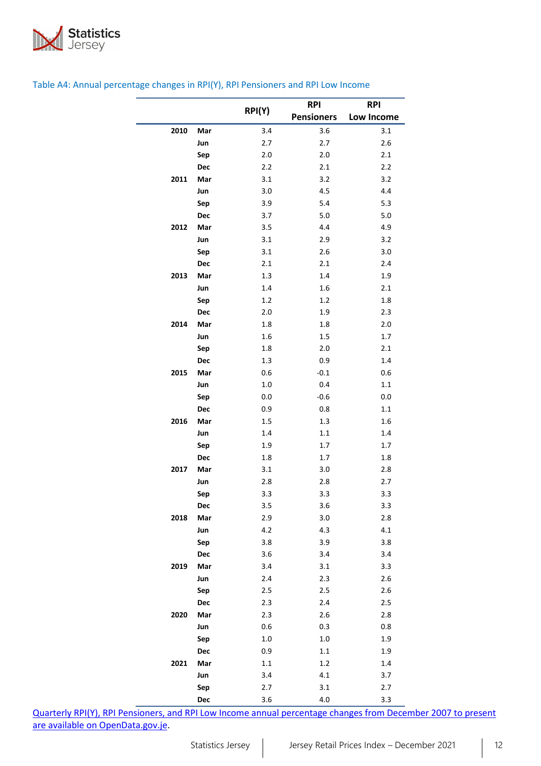Table A4: Annual percentage changes in RPI(Y), RPI Pensioners and RPI Low Income

| | | RPI(Y) | RPI Pensioners | RPI Low Income |
|---|---|---|---|---|
| **2010** | **Mar** | 3.4 | 3.6 | 3.1 |
| | **Jun** | 2.7 | 2.7 | 2.6 |
| | **Sep** | 2.0 | 2.0 | 2.1 |
| | **Dec** | 2.2 | 2.1 | 2.2 |
| **2011** | **Mar** | 3.1 | 3.2 | 3.2 |
| | **Jun** | 3.0 | 4.5 | 4.4 |
| | **Sep** | 3.9 | 5.4 | 5.3 |
| | **Dec** | 3.7 | 5.0 | 5.0 |
| **2012** | **Mar** | 3.5 | 4.4 | 4.9 |
| | **Jun** | 3.1 | 2.9 | 3.2 |
| | **Sep** | 3.1 | 2.6 | 3.0 |
| | **Dec** | 2.1 | 2.1 | 2.4 |
| **2013** | **Mar** | 1.3 | 1.4 | 1.9 |
| | **Jun** | 1.4 | 1.6 | 2.1 |
| | **Sep** | 1.2 | 1.2 | 1.8 |
| | **Dec** | 2.0 | 1.9 | 2.3 |
| **2014** | **Mar** | 1.8 | 1.8 | 2.0 |
| | **Jun** | 1.6 | 1.5 | 1.7 |
| | **Sep** | 1.8 | 2.0 | 2.1 |
| | **Dec** | 1.3 | 0.9 | 1.4 |
| **2015** | **Mar** | 0.6 | -0.1 | 0.6 |
| | **Jun** | 1.0 | 0.4 | 1.1 |
| | **Sep** | 0.0 | -0.6 | 0.0 |
| | **Dec** | 0.9 | 0.8 | 1.1 |
| **2016** | **Mar** | 1.5 | 1.3 | 1.6 |
| | **Jun** | 1.4 | 1.1 | 1.4 |
| | **Sep** | 1.9 | 1.7 | 1.7 |
| | **Dec** | 1.8 | 1.7 | 1.8 |
| **2017** | **Mar** | 3.1 | 3.0 | 2.8 |
| | **Jun** | 2.8 | 2.8 | 2.7 |
| | **Sep** | 3.3 | 3.3 | 3.3 |
| | **Dec** | 3.5 | 3.6 | 3.3 |
| **2018** | **Mar** | 2.9 | 3.0 | 2.8 |
| | **Jun** | 4.2 | 4.3 | 4.1 |
| | **Sep** | 3.8 | 3.9 | 3.8 |
| | **Dec** | 3.6 | 3.4 | 3.4 |
| **2019** | **Mar** | 3.4 | 3.1 | 3.3 |
| | **Jun** | 2.4 | 2.3 | 2.6 |
| | **Sep** | 2.5 | 2.5 | 2.6 |
| | **Dec** | 2.3 | 2.4 | 2.5 |
| **2020** | **Mar** | 2.3 | 2.6 | 2.8 |
| | **Jun** | 0.6 | 0.3 | 0.8 |
| | **Sep** | 1.0 | 1.0 | 1.9 |
| | **Dec** | 0.9 | 1.1 | 1.9 |
| **2021** | **Mar** | 1.1 | 1.2 | 1.4 |
| | **Jun** | 3.4 | 4.1 | 3.7 |
| | **Sep** | 2.7 | 3.1 | 2.7 |
| | **Dec** | 3.6 | 4.0 | 3.3 |

Quarterly RPI(Y), RPI Pensioners, and RPI Low Income annual percentage changes from December 2007 to present are available on OpenData.gov.je.